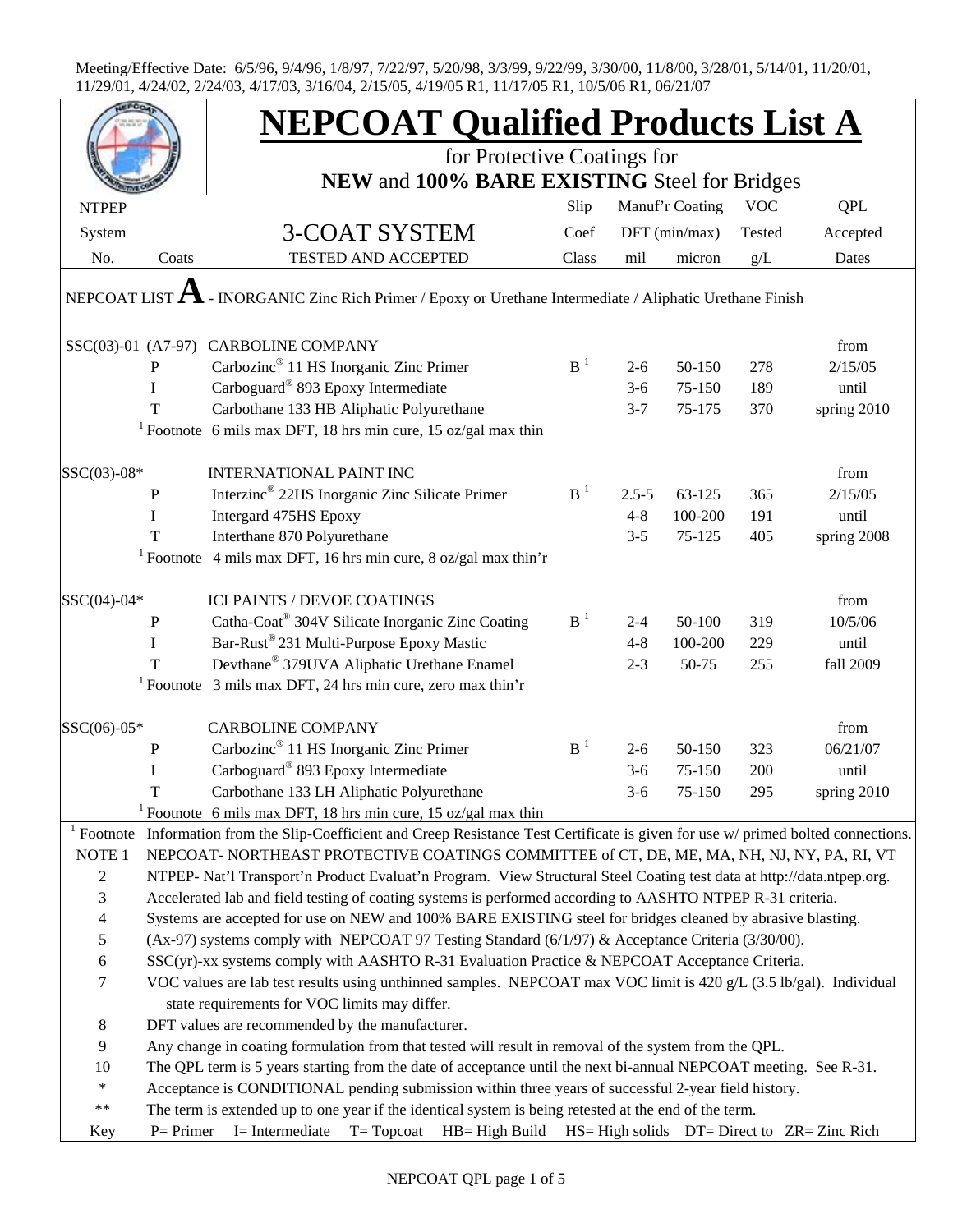Meeting/Effective Date: 6/5/96, 9/4/96, 1/8/97, 7/22/97, 5/20/98, 3/3/99, 9/22/99, 3/30/00, 11/8/00, 3/28/01, 5/14/01, 11/20/01, 11/29/01, 4/24/02, 2/24/03, 4/17/03, 3/16/04, 2/15/05, 4/19/05 R1, 11/17/05 R1, 10/5/06 R1, 06/21/07

# NEPCOAT Qualified Products List A

for Protective Coatings for

**NEW** and **100% BARE EXISTING** Steel for Bridges

| NTPEP System No. | Coats | 3-COAT SYSTEM TESTED AND ACCEPTED | Slip Coef Class | Manuf'r Coating DFT (min/max) mil | micron | VOC Tested g/L | QPL Accepted Dates |
|---|---|---|---|---|---|---|---|
| NEPCOAT LIST **A** - INORGANIC Zinc Rich Primer / Epoxy or Urethane Intermediate / Aliphatic Urethane Finish | | | | | | | |
| SSC(03)-01 (A7-97) | | CARBOLINE COMPANY | | | | | from |
| | P | Carbozinc® 11 HS Inorganic Zinc Primer | B [1] | 2-6 | 50-150 | 278 | 2/15/05 |
| | I | Carboguard® 893 Epoxy Intermediate | | 3-6 | 75-150 | 189 | until |
| | T | Carbothane 133 HB Aliphatic Polyurethane | | 3-7 | 75-175 | 370 | spring 2010 |
| | [1] Footnote | 6 mils max DFT, 18 hrs min cure, 15 oz/gal max thin | | | | | |
| SSC(03)-08* | | INTERNATIONAL PAINT INC | | | | | from |
| | P | Interzinc® 22HS Inorganic Zinc Silicate Primer | B [1] | 2.5-5 | 63-125 | 365 | 2/15/05 |
| | I | Intergard 475HS Epoxy | | 4-8 | 100-200 | 191 | until |
| | T | Interthane 870 Polyurethane | | 3-5 | 75-125 | 405 | spring 2008 |
| | [1] Footnote | 4 mils max DFT, 16 hrs min cure, 8 oz/gal max thin'r | | | | | |
| SSC(04)-04* | | ICI PAINTS / DEVOE COATINGS | | | | | from |
| | P | Catha-Coat® 304V Silicate Inorganic Zinc Coating | B [1] | 2-4 | 50-100 | 319 | 10/5/06 |
| | I | Bar-Rust® 231 Multi-Purpose Epoxy Mastic | | 4-8 | 100-200 | 229 | until |
| | T | Devthane® 379UVA Aliphatic Urethane Enamel | | 2-3 | 50-75 | 255 | fall 2009 |
| | [1] Footnote | 3 mils max DFT, 24 hrs min cure, zero max thin'r | | | | | |
| SSC(06)-05* | | CARBOLINE COMPANY | | | | | from |
| | P | Carbozinc® 11 HS Inorganic Zinc Primer | B [1] | 2-6 | 50-150 | 323 | 06/21/07 |
| | I | Carboguard® 893 Epoxy Intermediate | | 3-6 | 75-150 | 200 | until |
| | T | Carbothane 133 LH Aliphatic Polyurethane | | 3-6 | 75-150 | 295 | spring 2010 |
| | [1] Footnote | 6 mils max DFT, 18 hrs min cure, 15 oz/gal max thin | | | | | |

| | |
|---|---|
| [1] Footnote | Information from the Slip-Coefficient and Creep Resistance Test Certificate is given for use w/ primed bolted connections. |
| NOTE 1 | NEPCOAT- NORTHEAST PROTECTIVE COATINGS COMMITTEE of CT, DE, ME, MA, NH, NJ, NY, PA, RI, VT |
| 2 | NTPEP- Nat'l Transport'n Product Evaluat'n Program. View Structural Steel Coating test data at http://data.ntpep.org. |
| 3 | Accelerated lab and field testing of coating systems is performed according to AASHTO NTPEP R-31 criteria. |
| 4 | Systems are accepted for use on NEW and 100% BARE EXISTING steel for bridges cleaned by abrasive blasting. |
| 5 | (Ax-97) systems comply with NEPCOAT 97 Testing Standard (6/1/97) & Acceptance Criteria (3/30/00). |
| 6 | SSC(yr)-xx systems comply with AASHTO R-31 Evaluation Practice & NEPCOAT Acceptance Criteria. |
| 7 | VOC values are lab test results using unthinned samples. NEPCOAT max VOC limit is 420 g/L (3.5 lb/gal). Individual state requirements for VOC limits may differ. |
| 8 | DFT values are recommended by the manufacturer. |
| 9 | Any change in coating formulation from that tested will result in removal of the system from the QPL. |
| 10 | The QPL term is 5 years starting from the date of acceptance until the next bi-annual NEPCOAT meeting. See R-31. |
| * | Acceptance is CONDITIONAL pending submission within three years of successful 2-year field history. |
| ** | The term is extended up to one year if the identical system is being retested at the end of the term. |
| Key | P= Primer I= Intermediate T= Topcoat HB= High Build HS= High solids DT= Direct to ZR= Zinc Rich |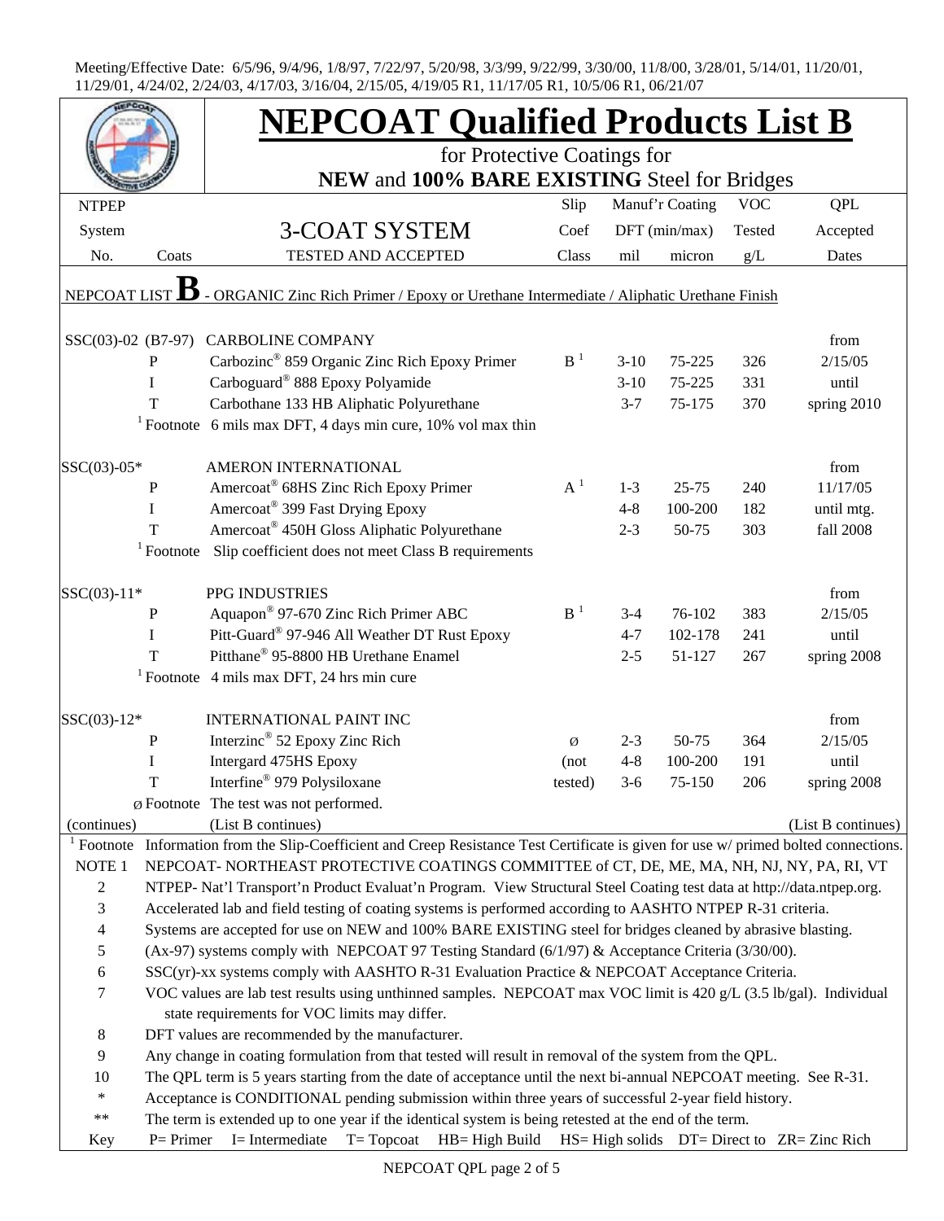Meeting/Effective Date: 6/5/96, 9/4/96, 1/8/97, 7/22/97, 5/20/98, 3/3/99, 9/22/99, 3/30/00, 11/8/00, 3/28/01, 5/14/01, 11/20/01, 11/29/01, 4/24/02, 2/24/03, 4/17/03, 3/16/04, 2/15/05, 4/19/05 R1, 11/17/05 R1, 10/5/06 R1, 06/21/07

# NEPCOAT Qualified Products List B

for Protective Coatings for

**NEW** and **100% BARE EXISTING** Steel for Bridges

| NTPEP System No. | Coats | 3-COAT SYSTEM TESTED AND ACCEPTED | Slip Coef Class | Manuf'r Coating DFT (min/max) mil | micron | VOC Tested g/L | QPL Accepted Dates |
|---|---|---|---|---|---|---|---|
| NEPCOAT LIST **B** - ORGANIC Zinc Rich Primer / Epoxy or Urethane Intermediate / Aliphatic Urethane Finish | | | | | | | |
| SSC(03)-02 (B7-97) | | CARBOLINE COMPANY | | | | | from |
| | P | Carbozinc® 859 Organic Zinc Rich Epoxy Primer | B [1] | 3-10 | 75-225 | 326 | 2/15/05 |
| | I | Carboguard® 888 Epoxy Polyamide | | 3-10 | 75-225 | 331 | until |
| | T | Carbothane 133 HB Aliphatic Polyurethane | | 3-7 | 75-175 | 370 | spring 2010 |
| | [1] Footnote | 6 mils max DFT, 4 days min cure, 10% vol max thin | | | | | |
| SSC(03)-05* | | AMERON INTERNATIONAL | | | | | from |
| | P | Amercoat® 68HS Zinc Rich Epoxy Primer | A [1] | 1-3 | 25-75 | 240 | 11/17/05 |
| | I | Amercoat® 399 Fast Drying Epoxy | | 4-8 | 100-200 | 182 | until mtg. |
| | T | Amercoat® 450H Gloss Aliphatic Polyurethane | | 2-3 | 50-75 | 303 | fall 2008 |
| | [1] Footnote | Slip coefficient does not meet Class B requirements | | | | | |
| SSC(03)-11* | | PPG INDUSTRIES | | | | | from |
| | P | Aquapon® 97-670 Zinc Rich Primer ABC | B [1] | 3-4 | 76-102 | 383 | 2/15/05 |
| | I | Pitt-Guard® 97-946 All Weather DT Rust Epoxy | | 4-7 | 102-178 | 241 | until |
| | T | Pitthane® 95-8800 HB Urethane Enamel | | 2-5 | 51-127 | 267 | spring 2008 |
| | [1] Footnote | 4 mils max DFT, 24 hrs min cure | | | | | |
| SSC(03)-12* | | INTERNATIONAL PAINT INC | | | | | from |
| | P | Interzinc® 52 Epoxy Zinc Rich | ø | 2-3 | 50-75 | 364 | 2/15/05 |
| | I | Intergard 475HS Epoxy | (not | 4-8 | 100-200 | 191 | until |
| | T | Interfine® 979 Polysiloxane | tested) | 3-6 | 75-150 | 206 | spring 2008 |
| | ø Footnote | The test was not performed. | | | | | |
| (continues) | | (List B continues) | | | | | (List B continues) |

| | |
|---|---|
| [1] Footnote | Information from the Slip-Coefficient and Creep Resistance Test Certificate is given for use w/ primed bolted connections. |
| NOTE 1 | NEPCOAT- NORTHEAST PROTECTIVE COATINGS COMMITTEE of CT, DE, ME, MA, NH, NJ, NY, PA, RI, VT |
| 2 | NTPEP- Nat'l Transport'n Product Evaluat'n Program. View Structural Steel Coating test data at http://data.ntpep.org. |
| 3 | Accelerated lab and field testing of coating systems is performed according to AASHTO NTPEP R-31 criteria. |
| 4 | Systems are accepted for use on NEW and 100% BARE EXISTING steel for bridges cleaned by abrasive blasting. |
| 5 | (Ax-97) systems comply with NEPCOAT 97 Testing Standard (6/1/97) & Acceptance Criteria (3/30/00). |
| 6 | SSC(yr)-xx systems comply with AASHTO R-31 Evaluation Practice & NEPCOAT Acceptance Criteria. |
| 7 | VOC values are lab test results using unthinned samples. NEPCOAT max VOC limit is 420 g/L (3.5 lb/gal). Individual state requirements for VOC limits may differ. |
| 8 | DFT values are recommended by the manufacturer. |
| 9 | Any change in coating formulation from that tested will result in removal of the system from the QPL. |
| 10 | The QPL term is 5 years starting from the date of acceptance until the next bi-annual NEPCOAT meeting. See R-31. |
| * | Acceptance is CONDITIONAL pending submission within three years of successful 2-year field history. |
| ** | The term is extended up to one year if the identical system is being retested at the end of the term. |
| Key | P= Primer I= Intermediate T= Topcoat HB= High Build HS= High solids DT= Direct to ZR= Zinc Rich |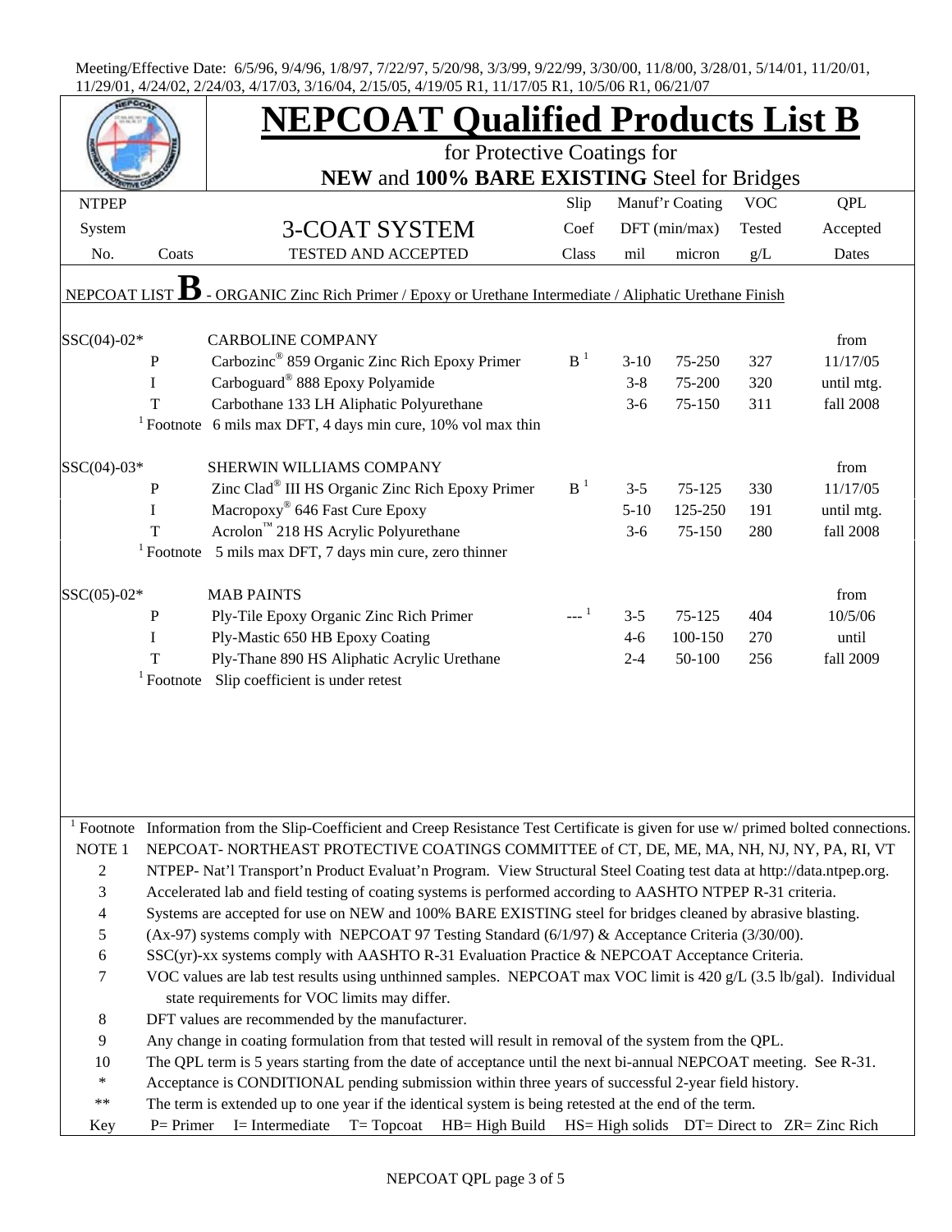Meeting/Effective Date: 6/5/96, 9/4/96, 1/8/97, 7/22/97, 5/20/98, 3/3/99, 9/22/99, 3/30/00, 11/8/00, 3/28/01, 5/14/01, 11/20/01, 11/29/01, 4/24/02, 2/24/03, 4/17/03, 3/16/04, 2/15/05, 4/19/05 R1, 11/17/05 R1, 10/5/06 R1, 06/21/07

# NEPCOAT Qualified Products List B

for Protective Coatings for

**NEW** and **100% BARE EXISTING** Steel for Bridges

| NTPEP System No. | Coats | 3-COAT SYSTEM TESTED AND ACCEPTED | Slip Coef Class | Manuf'r Coating DFT (min/max) mil | micron | VOC Tested g/L | QPL Accepted Dates |
|---|---|---|---|---|---|---|---|
| NEPCOAT LIST **B** - ORGANIC Zinc Rich Primer / Epoxy or Urethane Intermediate / Aliphatic Urethane Finish | | | | | | | |
| SSC(04)-02* | | CARBOLINE COMPANY | | | | | from |
| | P | Carbozinc® 859 Organic Zinc Rich Epoxy Primer | B [1] | 3-10 | 75-250 | 327 | 11/17/05 |
| | I | Carboguard® 888 Epoxy Polyamide | | 3-8 | 75-200 | 320 | until mtg. |
| | T | Carbothane 133 LH Aliphatic Polyurethane | | 3-6 | 75-150 | 311 | fall 2008 |
| | [1] Footnote | 6 mils max DFT, 4 days min cure, 10% vol max thin | | | | | |
| SSC(04)-03* | | SHERWIN WILLIAMS COMPANY | | | | | from |
| | P | Zinc Clad® III HS Organic Zinc Rich Epoxy Primer | B [1] | 3-5 | 75-125 | 330 | 11/17/05 |
| | I | Macropoxy® 646 Fast Cure Epoxy | | 5-10 | 125-250 | 191 | until mtg. |
| | T | Acrolon™ 218 HS Acrylic Polyurethane | | 3-6 | 75-150 | 280 | fall 2008 |
| | [1] Footnote | 5 mils max DFT, 7 days min cure, zero thinner | | | | | |
| SSC(05)-02* | | MAB PAINTS | | | | | from |
| | P | Ply-Tile Epoxy Organic Zinc Rich Primer | --- [1] | 3-5 | 75-125 | 404 | 10/5/06 |
| | I | Ply-Mastic 650 HB Epoxy Coating | | 4-6 | 100-150 | 270 | until |
| | T | Ply-Thane 890 HS Aliphatic Acrylic Urethane | | 2-4 | 50-100 | 256 | fall 2009 |
| | [1] Footnote | Slip coefficient is under retest | | | | | |

[1] Footnote Information from the Slip-Coefficient and Creep Resistance Test Certificate is given for use w/ primed bolted connections.

NOTE 1 NEPCOAT- NORTHEAST PROTECTIVE COATINGS COMMITTEE of CT, DE, ME, MA, NH, NJ, NY, PA, RI, VT

2 NTPEP- Nat'l Transport'n Product Evaluat'n Program. View Structural Steel Coating test data at http://data.ntpep.org.

3 Accelerated lab and field testing of coating systems is performed according to AASHTO NTPEP R-31 criteria.

4 Systems are accepted for use on NEW and 100% BARE EXISTING steel for bridges cleaned by abrasive blasting.

5 (Ax-97) systems comply with NEPCOAT 97 Testing Standard (6/1/97) & Acceptance Criteria (3/30/00).

6 SSC(yr)-xx systems comply with AASHTO R-31 Evaluation Practice & NEPCOAT Acceptance Criteria.

7 VOC values are lab test results using unthinned samples. NEPCOAT max VOC limit is 420 g/L (3.5 lb/gal). Individual state requirements for VOC limits may differ.

8 DFT values are recommended by the manufacturer.

9 Any change in coating formulation from that tested will result in removal of the system from the QPL.

10 The QPL term is 5 years starting from the date of acceptance until the next bi-annual NEPCOAT meeting. See R-31.

* Acceptance is CONDITIONAL pending submission within three years of successful 2-year field history.

** The term is extended up to one year if the identical system is being retested at the end of the term.

Key P= Primer I= Intermediate T= Topcoat HB= High Build HS= High solids DT= Direct to ZR= Zinc Rich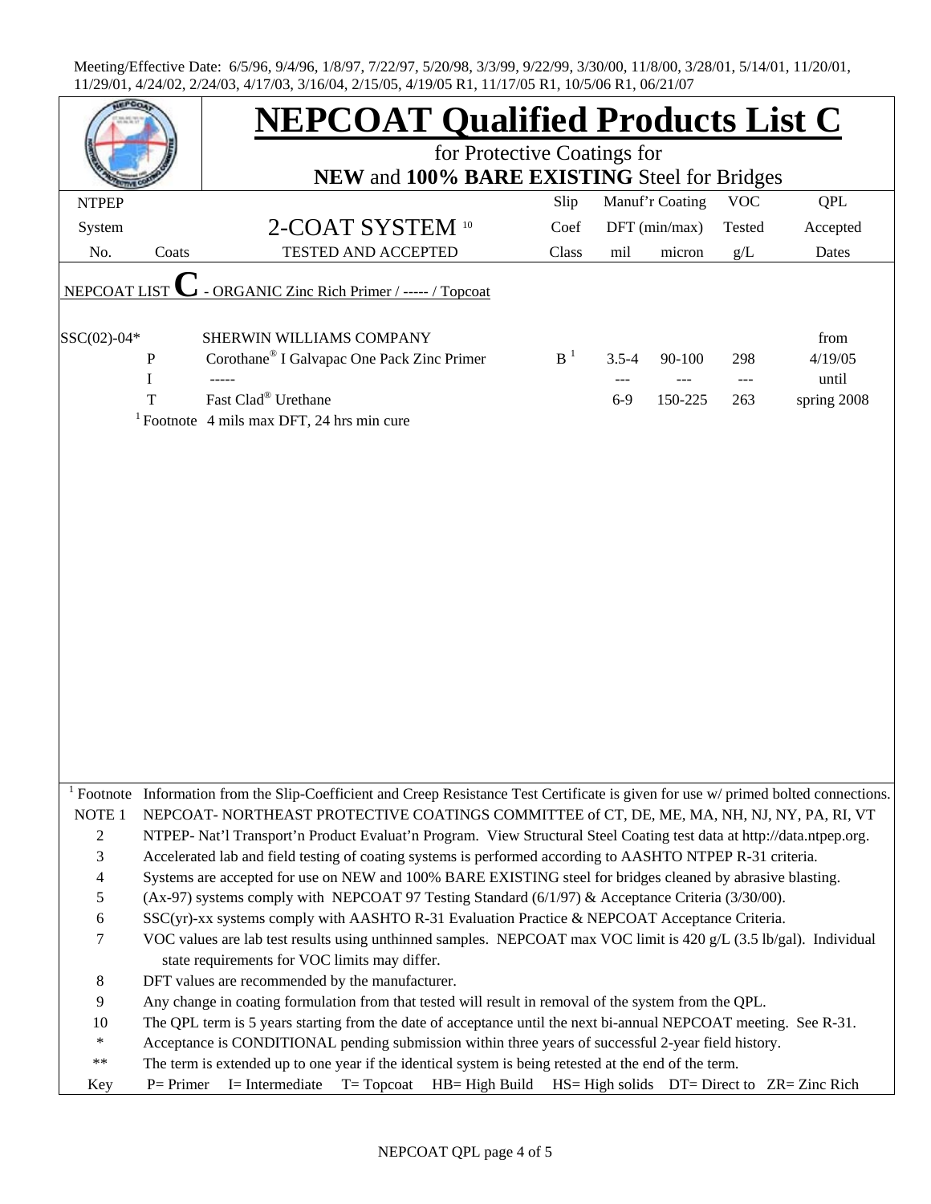Meeting/Effective Date: 6/5/96, 9/4/96, 1/8/97, 7/22/97, 5/20/98, 3/3/99, 9/22/99, 3/30/00, 11/8/00, 3/28/01, 5/14/01, 11/20/01, 11/29/01, 4/24/02, 2/24/03, 4/17/03, 3/16/04, 2/15/05, 4/19/05 R1, 11/17/05 R1, 10/5/06 R1, 06/21/07

# NEPCOAT Qualified Products List C

for Protective Coatings for
**NEW** and **100% BARE EXISTING** Steel for Bridges

| NTPEP System No. | Coats | 2-COAT SYSTEM [10] TESTED AND ACCEPTED | Slip Coef Class | Manuf'r Coating DFT (min/max) mil | micron | VOC Tested g/L | QPL Accepted Dates |
|---|---|---|---|---|---|---|---|
| NEPCOAT LIST **C** - ORGANIC Zinc Rich Primer / ----- / Topcoat | | | | | | | |
| SSC(02)-04* | | SHERWIN WILLIAMS COMPANY | | | | | from |
| | P | Corothane® I Galvapac One Pack Zinc Primer | B [1] | 3.5-4 | 90-100 | 298 | 4/19/05 |
| | I | ----- | | --- | --- | --- | until |
| | T | Fast Clad® Urethane | | 6-9 | 150-225 | 263 | spring 2008 |
| | [1] Footnote | 4 mils max DFT, 24 hrs min cure | | | | | |

| | |
|---|---|
| [1] Footnote | Information from the Slip-Coefficient and Creep Resistance Test Certificate is given for use w/ primed bolted connections. |
| NOTE 1 | NEPCOAT- NORTHEAST PROTECTIVE COATINGS COMMITTEE of CT, DE, ME, MA, NH, NJ, NY, PA, RI, VT |
| 2 | NTPEP- Nat'l Transport'n Product Evaluat'n Program. View Structural Steel Coating test data at http://data.ntpep.org. |
| 3 | Accelerated lab and field testing of coating systems is performed according to AASHTO NTPEP R-31 criteria. |
| 4 | Systems are accepted for use on NEW and 100% BARE EXISTING steel for bridges cleaned by abrasive blasting. |
| 5 | (Ax-97) systems comply with NEPCOAT 97 Testing Standard (6/1/97) & Acceptance Criteria (3/30/00). |
| 6 | SSC(yr)-xx systems comply with AASHTO R-31 Evaluation Practice & NEPCOAT Acceptance Criteria. |
| 7 | VOC values are lab test results using unthinned samples. NEPCOAT max VOC limit is 420 g/L (3.5 lb/gal). Individual state requirements for VOC limits may differ. |
| 8 | DFT values are recommended by the manufacturer. |
| 9 | Any change in coating formulation from that tested will result in removal of the system from the QPL. |
| 10 | The QPL term is 5 years starting from the date of acceptance until the next bi-annual NEPCOAT meeting. See R-31. |
| * | Acceptance is CONDITIONAL pending submission within three years of successful 2-year field history. |
| ** | The term is extended up to one year if the identical system is being retested at the end of the term. |
| Key | P= Primer I= Intermediate T= Topcoat HB= High Build HS= High solids DT= Direct to ZR= Zinc Rich |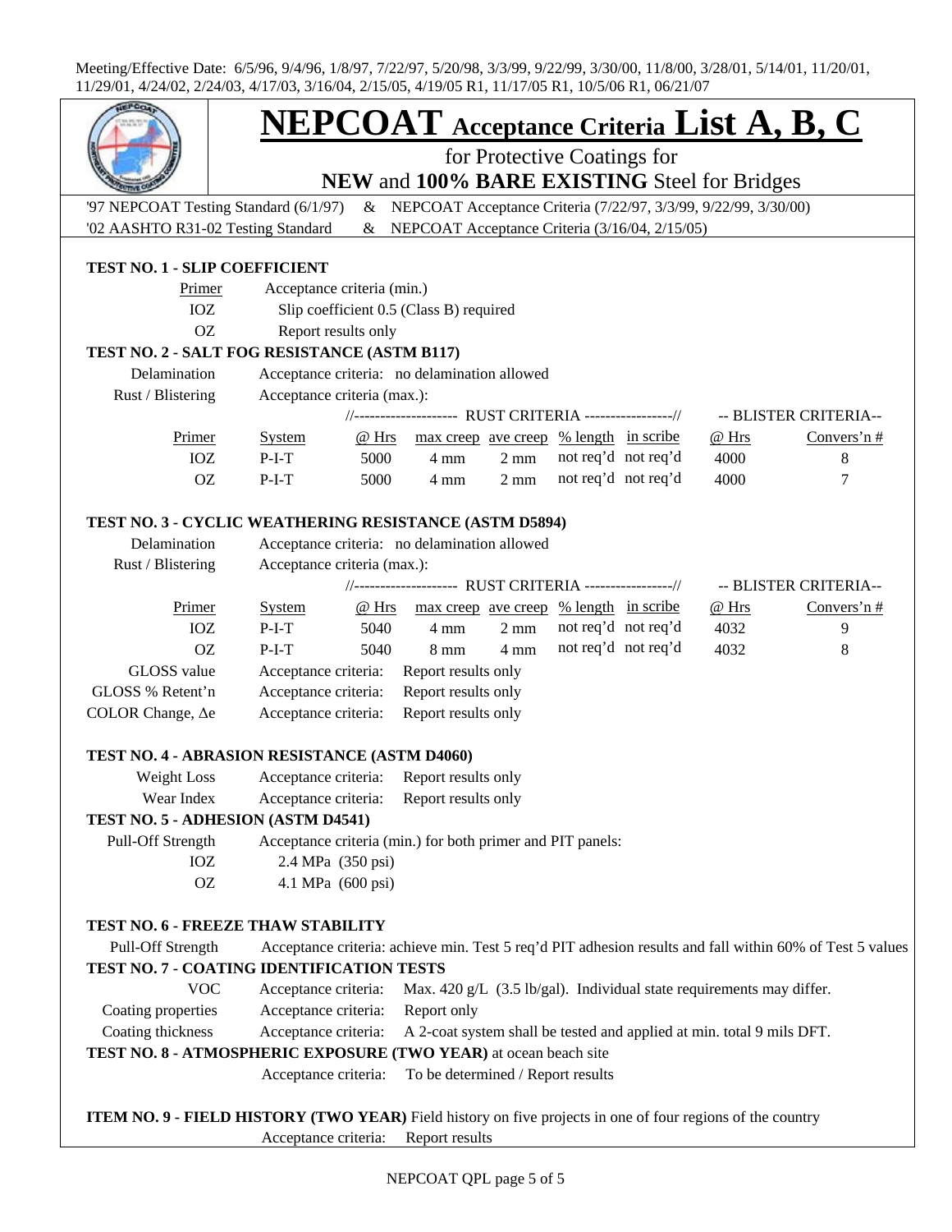Meeting/Effective Date: 6/5/96, 9/4/96, 1/8/97, 7/22/97, 5/20/98, 3/3/99, 9/22/99, 3/30/00, 11/8/00, 3/28/01, 5/14/01, 11/20/01, 11/29/01, 4/24/02, 2/24/03, 4/17/03, 3/16/04, 2/15/05, 4/19/05 R1, 11/17/05 R1, 10/5/06 R1, 06/21/07

# NEPCOAT Acceptance Criteria List A, B, C

for Protective Coatings for

**NEW** and **100% BARE EXISTING** Steel for Bridges

'97 NEPCOAT Testing Standard (6/1/97) & NEPCOAT Acceptance Criteria (7/22/97, 3/3/99, 9/22/99, 3/30/00)

'02 AASHTO R31-02 Testing Standard & NEPCOAT Acceptance Criteria (3/16/04, 2/15/05)

**TEST NO. 1 - SLIP COEFFICIENT**

| Primer | Acceptance criteria (min.) |
|---|---|
| IOZ | Slip coefficient 0.5 (Class B) required |
| OZ | Report results only |

**TEST NO. 2 - SALT FOG RESISTANCE (ASTM B117)**

Delamination — Acceptance criteria: no delamination allowed

Rust / Blistering — Acceptance criteria (max.):

| | | RUST CRITERIA | | | | | BLISTER CRITERIA | |
|---|---|---|---|---|---|---|---|---|
| Primer | System | @ Hrs | max creep | ave creep | % length | in scribe | @ Hrs | Convers'n # |
| IOZ | P-I-T | 5000 | 4 mm | 2 mm | not req'd | not req'd | 4000 | 8 |
| OZ | P-I-T | 5000 | 4 mm | 2 mm | not req'd | not req'd | 4000 | 7 |

**TEST NO. 3 - CYCLIC WEATHERING RESISTANCE (ASTM D5894)**

Delamination — Acceptance criteria: no delamination allowed

Rust / Blistering — Acceptance criteria (max.):

| | | RUST CRITERIA | | | | | BLISTER CRITERIA | |
|---|---|---|---|---|---|---|---|---|
| Primer | System | @ Hrs | max creep | ave creep | % length | in scribe | @ Hrs | Convers'n # |
| IOZ | P-I-T | 5040 | 4 mm | 2 mm | not req'd | not req'd | 4032 | 9 |
| OZ | P-I-T | 5040 | 8 mm | 4 mm | not req'd | not req'd | 4032 | 8 |

GLOSS value — Acceptance criteria: Report results only

GLOSS % Retent'n — Acceptance criteria: Report results only

COLOR Change, Δe — Acceptance criteria: Report results only

**TEST NO. 4 - ABRASION RESISTANCE (ASTM D4060)**

Weight Loss — Acceptance criteria: Report results only

Wear Index — Acceptance criteria: Report results only

**TEST NO. 5 - ADHESION (ASTM D4541)**

Pull-Off Strength — Acceptance criteria (min.) for both primer and PIT panels:

- IOZ — 2.4 MPa (350 psi)
- OZ — 4.1 MPa (600 psi)

**TEST NO. 6 - FREEZE THAW STABILITY**

Pull-Off Strength — Acceptance criteria: achieve min. Test 5 req'd PIT adhesion results and fall within 60% of Test 5 values

**TEST NO. 7 - COATING IDENTIFICATION TESTS**

VOC — Acceptance criteria: Max. 420 g/L (3.5 lb/gal). Individual state requirements may differ.

Coating properties — Acceptance criteria: Report only

Coating thickness — Acceptance criteria: A 2-coat system shall be tested and applied at min. total 9 mils DFT.

**TEST NO. 8 - ATMOSPHERIC EXPOSURE (TWO YEAR)** at ocean beach site

Acceptance criteria: To be determined / Report results

**ITEM NO. 9 - FIELD HISTORY (TWO YEAR)** Field history on five projects in one of four regions of the country

Acceptance criteria: Report results